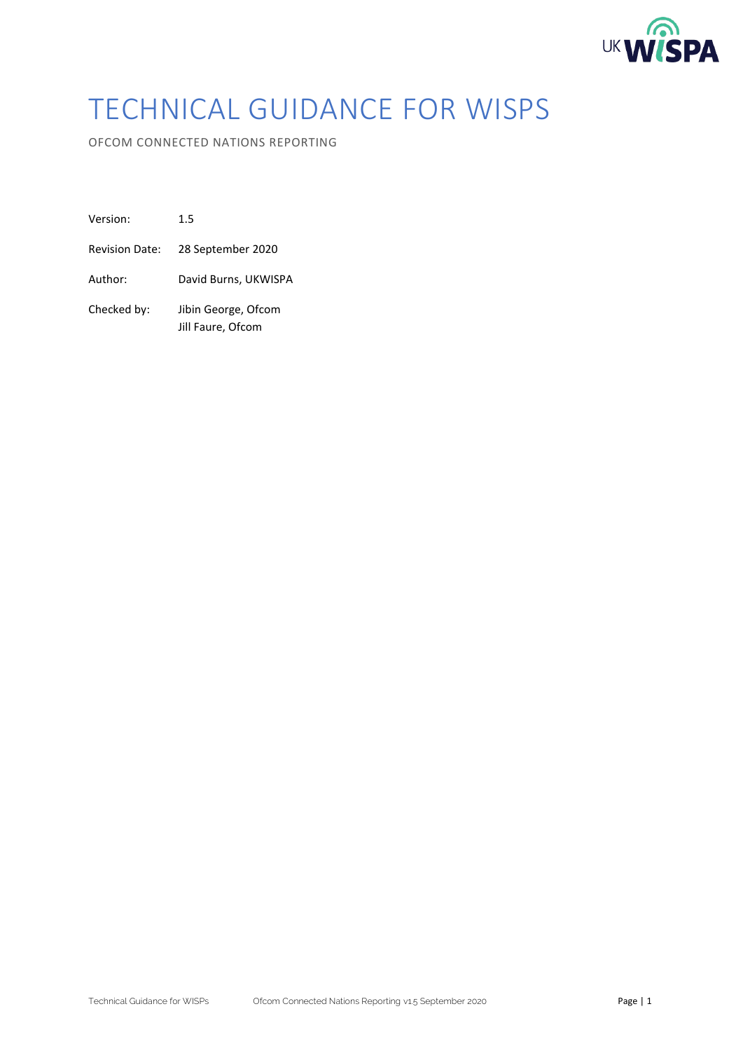# TECHNICAL GUIDANCE FOR WISPS

OFCOM CONNECTED NATIONS REPORTING

| | |
|---|---|
| Version: | 1.5 |
| Revision Date: | 28 September 2020 |
| Author: | David Burns, UKWISPA |
| Checked by: | Jibin George, Ofcom<br>Jill Faure, Ofcom |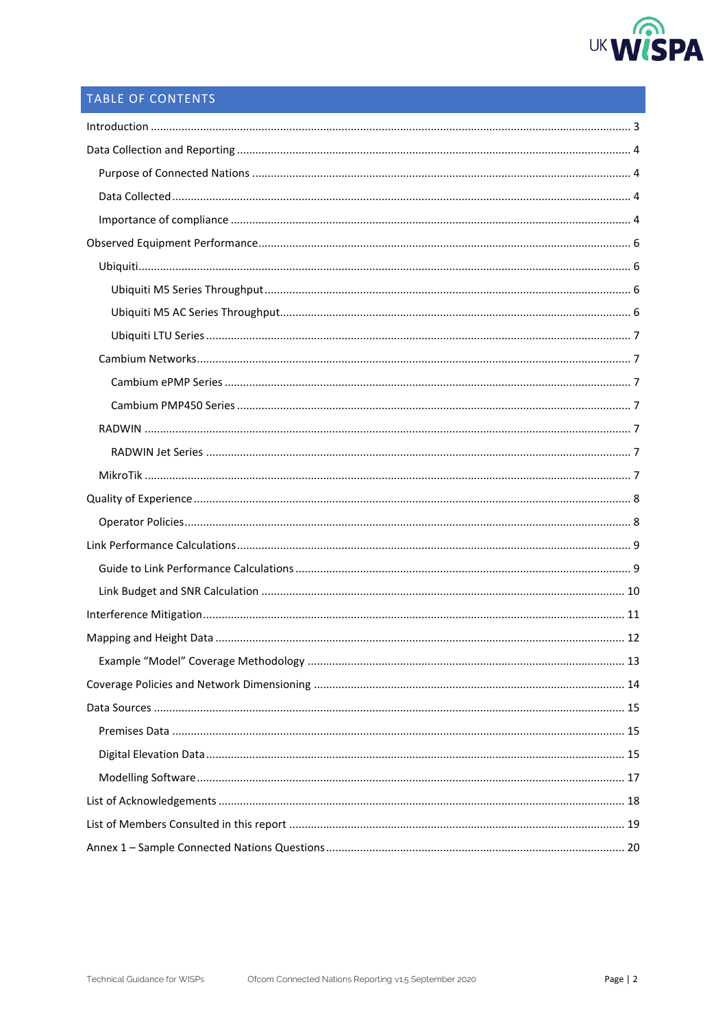## TABLE OF CONTENTS

- Introduction ... 3
- Data Collection and Reporting ... 4
  - Purpose of Connected Nations ... 4
  - Data Collected ... 4
  - Importance of compliance ... 4
- Observed Equipment Performance ... 6
  - Ubiquiti ... 6
    - Ubiquiti M5 Series Throughput ... 6
    - Ubiquiti M5 AC Series Throughput ... 6
    - Ubiquiti LTU Series ... 7
  - Cambium Networks ... 7
    - Cambium ePMP Series ... 7
    - Cambium PMP450 Series ... 7
  - RADWIN ... 7
    - RADWIN Jet Series ... 7
  - MikroTik ... 7
- Quality of Experience ... 8
  - Operator Policies ... 8
- Link Performance Calculations ... 9
  - Guide to Link Performance Calculations ... 9
  - Link Budget and SNR Calculation ... 10
- Interference Mitigation ... 11
- Mapping and Height Data ... 12
  - Example “Model” Coverage Methodology ... 13
- Coverage Policies and Network Dimensioning ... 14
- Data Sources ... 15
  - Premises Data ... 15
  - Digital Elevation Data ... 15
  - Modelling Software ... 17
- List of Acknowledgements ... 18
- List of Members Consulted in this report ... 19
- Annex 1 – Sample Connected Nations Questions ... 20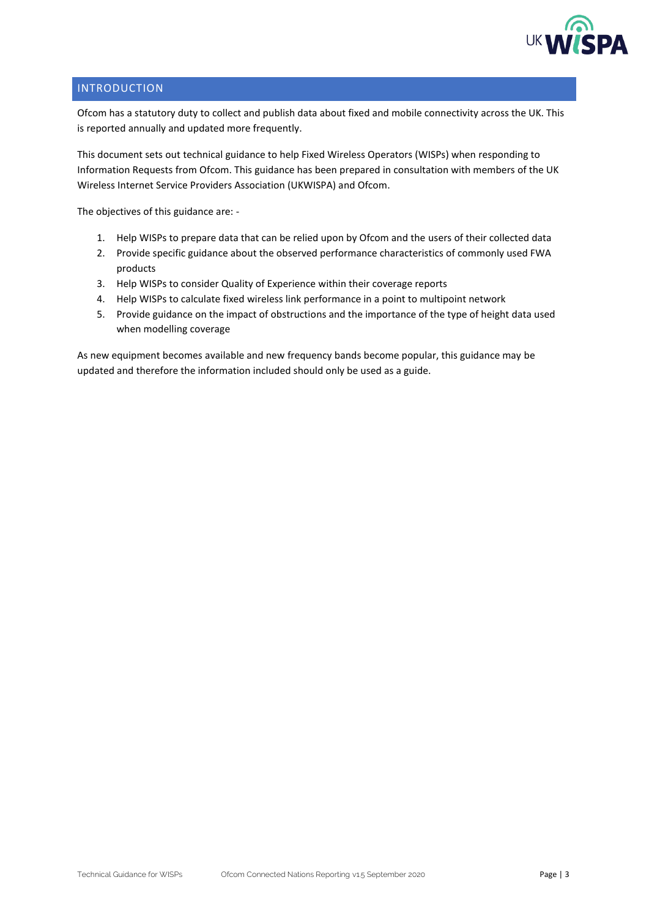## INTRODUCTION

Ofcom has a statutory duty to collect and publish data about fixed and mobile connectivity across the UK. This is reported annually and updated more frequently.

This document sets out technical guidance to help Fixed Wireless Operators (WISPs) when responding to Information Requests from Ofcom. This guidance has been prepared in consultation with members of the UK Wireless Internet Service Providers Association (UKWISPA) and Ofcom.

The objectives of this guidance are: -

1. Help WISPs to prepare data that can be relied upon by Ofcom and the users of their collected data
2. Provide specific guidance about the observed performance characteristics of commonly used FWA products
3. Help WISPs to consider Quality of Experience within their coverage reports
4. Help WISPs to calculate fixed wireless link performance in a point to multipoint network
5. Provide guidance on the impact of obstructions and the importance of the type of height data used when modelling coverage

As new equipment becomes available and new frequency bands become popular, this guidance may be updated and therefore the information included should only be used as a guide.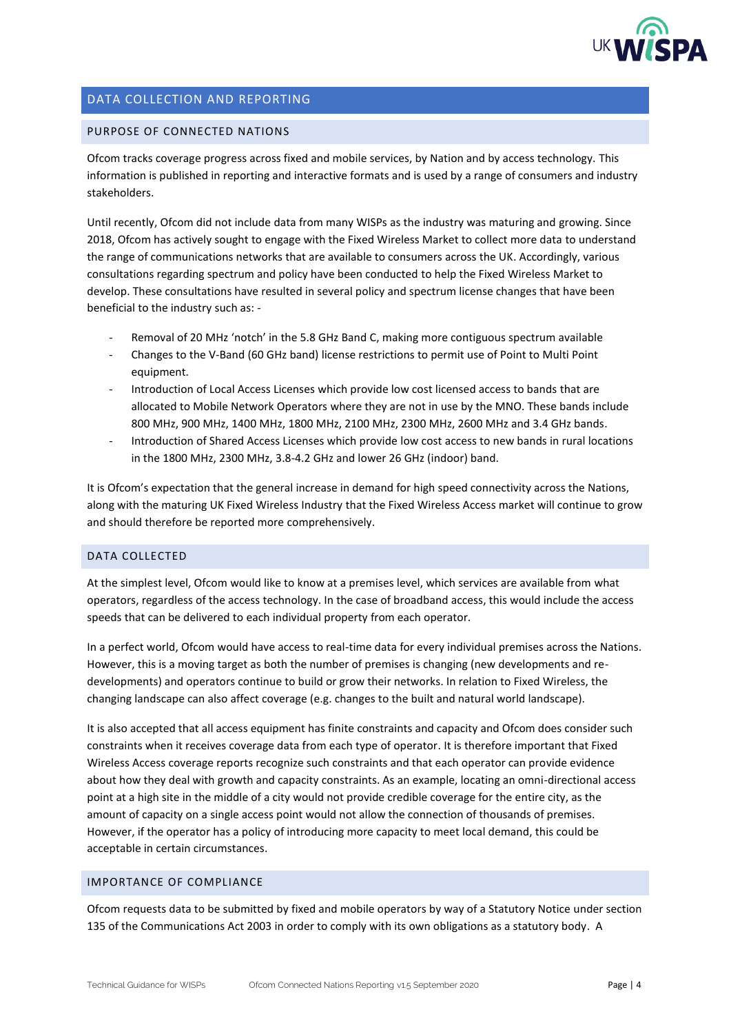## DATA COLLECTION AND REPORTING

### PURPOSE OF CONNECTED NATIONS

Ofcom tracks coverage progress across fixed and mobile services, by Nation and by access technology. This information is published in reporting and interactive formats and is used by a range of consumers and industry stakeholders.

Until recently, Ofcom did not include data from many WISPs as the industry was maturing and growing. Since 2018, Ofcom has actively sought to engage with the Fixed Wireless Market to collect more data to understand the range of communications networks that are available to consumers across the UK. Accordingly, various consultations regarding spectrum and policy have been conducted to help the Fixed Wireless Market to develop. These consultations have resulted in several policy and spectrum license changes that have been beneficial to the industry such as: -

- Removal of 20 MHz 'notch' in the 5.8 GHz Band C, making more contiguous spectrum available
- Changes to the V-Band (60 GHz band) license restrictions to permit use of Point to Multi Point equipment.
- Introduction of Local Access Licenses which provide low cost licensed access to bands that are allocated to Mobile Network Operators where they are not in use by the MNO. These bands include 800 MHz, 900 MHz, 1400 MHz, 1800 MHz, 2100 MHz, 2300 MHz, 2600 MHz and 3.4 GHz bands.
- Introduction of Shared Access Licenses which provide low cost access to new bands in rural locations in the 1800 MHz, 2300 MHz, 3.8-4.2 GHz and lower 26 GHz (indoor) band.

It is Ofcom's expectation that the general increase in demand for high speed connectivity across the Nations, along with the maturing UK Fixed Wireless Industry that the Fixed Wireless Access market will continue to grow and should therefore be reported more comprehensively.

### DATA COLLECTED

At the simplest level, Ofcom would like to know at a premises level, which services are available from what operators, regardless of the access technology. In the case of broadband access, this would include the access speeds that can be delivered to each individual property from each operator.

In a perfect world, Ofcom would have access to real-time data for every individual premises across the Nations. However, this is a moving target as both the number of premises is changing (new developments and re-developments) and operators continue to build or grow their networks. In relation to Fixed Wireless, the changing landscape can also affect coverage (e.g. changes to the built and natural world landscape).

It is also accepted that all access equipment has finite constraints and capacity and Ofcom does consider such constraints when it receives coverage data from each type of operator. It is therefore important that Fixed Wireless Access coverage reports recognize such constraints and that each operator can provide evidence about how they deal with growth and capacity constraints. As an example, locating an omni-directional access point at a high site in the middle of a city would not provide credible coverage for the entire city, as the amount of capacity on a single access point would not allow the connection of thousands of premises. However, if the operator has a policy of introducing more capacity to meet local demand, this could be acceptable in certain circumstances.

### IMPORTANCE OF COMPLIANCE

Ofcom requests data to be submitted by fixed and mobile operators by way of a Statutory Notice under section 135 of the Communications Act 2003 in order to comply with its own obligations as a statutory body. A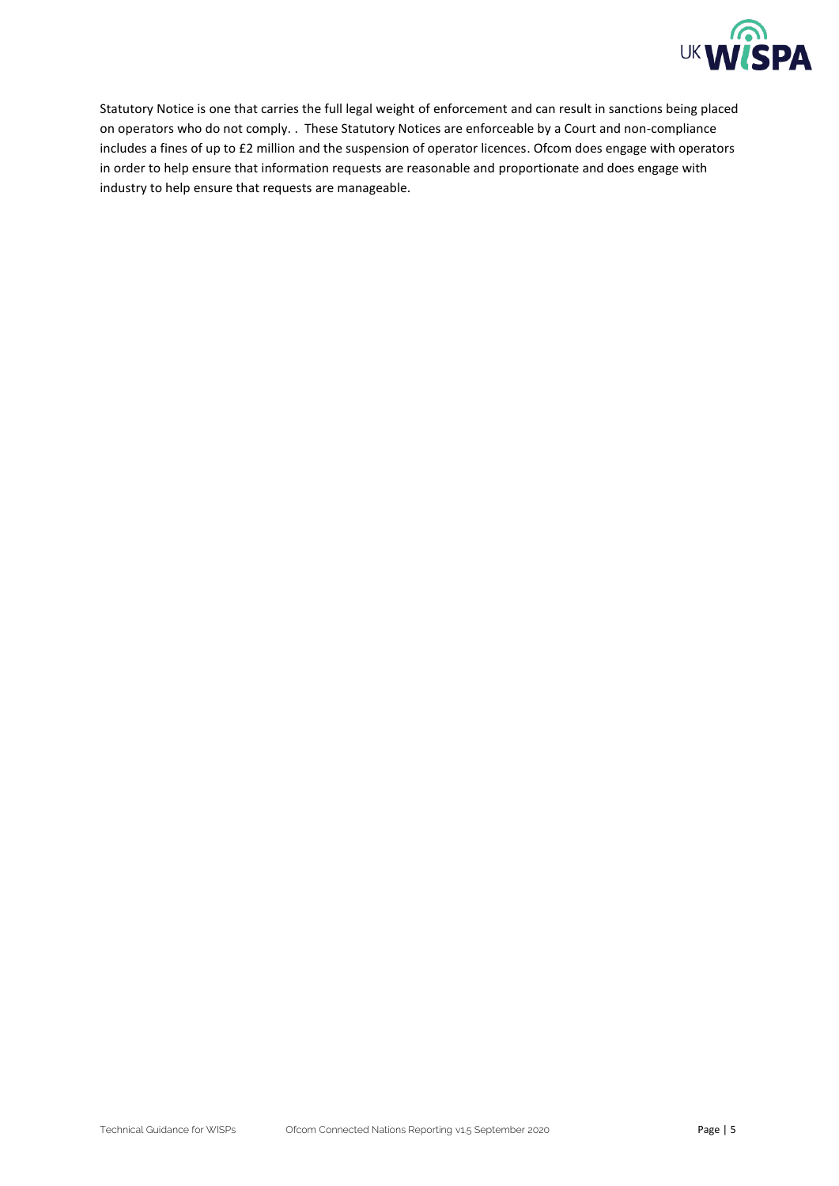Statutory Notice is one that carries the full legal weight of enforcement and can result in sanctions being placed on operators who do not comply. . These Statutory Notices are enforceable by a Court and non-compliance includes a fines of up to £2 million and the suspension of operator licences. Ofcom does engage with operators in order to help ensure that information requests are reasonable and proportionate and does engage with industry to help ensure that requests are manageable.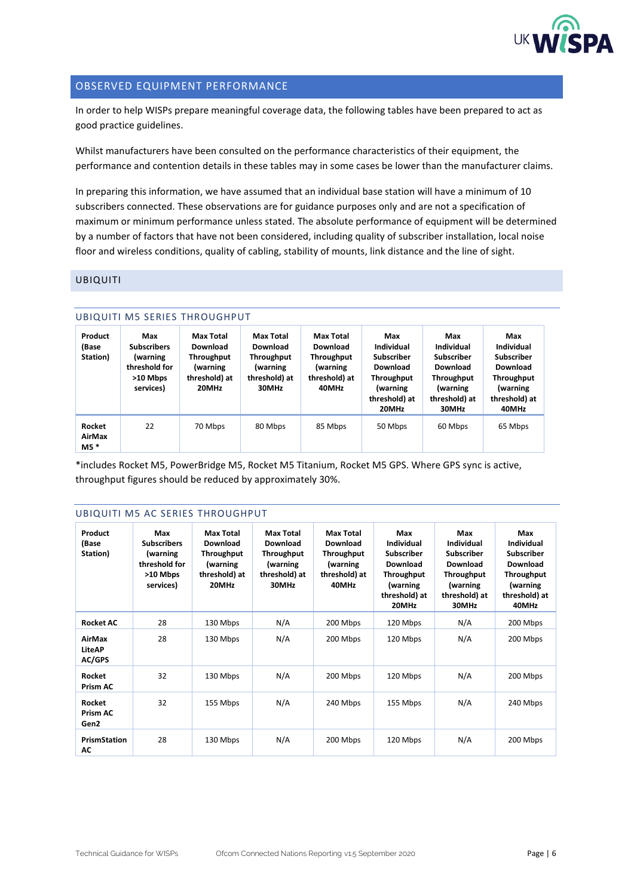## OBSERVED EQUIPMENT PERFORMANCE

In order to help WISPs prepare meaningful coverage data, the following tables have been prepared to act as good practice guidelines.

Whilst manufacturers have been consulted on the performance characteristics of their equipment, the performance and contention details in these tables may in some cases be lower than the manufacturer claims.

In preparing this information, we have assumed that an individual base station will have a minimum of 10 subscribers connected. These observations are for guidance purposes only and are not a specification of maximum or minimum performance unless stated. The absolute performance of equipment will be determined by a number of factors that have not been considered, including quality of subscriber installation, local noise floor and wireless conditions, quality of cabling, stability of mounts, link distance and the line of sight.

### UBIQUITI

#### UBIQUITI M5 SERIES THROUGHPUT

| Product (Base Station) | Max Subscribers (warning threshold for >10 Mbps services) | Max Total Download Throughput (warning threshold) at 20MHz | Max Total Download Throughput (warning threshold) at 30MHz | Max Total Download Throughput (warning threshold) at 40MHz | Max Individual Subscriber Download Throughput (warning threshold) at 20MHz | Max Individual Subscriber Download Throughput (warning threshold) at 30MHz | Max Individual Subscriber Download Throughput (warning threshold) at 40MHz |
|---|---|---|---|---|---|---|---|
| **Rocket AirMax M5 *** | 22 | 70 Mbps | 80 Mbps | 85 Mbps | 50 Mbps | 60 Mbps | 65 Mbps |

*includes Rocket M5, PowerBridge M5, Rocket M5 Titanium, Rocket M5 GPS. Where GPS sync is active, throughput figures should be reduced by approximately 30%.

#### UBIQUITI M5 AC SERIES THROUGHPUT

| Product (Base Station) | Max Subscribers (warning threshold for >10 Mbps services) | Max Total Download Throughput (warning threshold) at 20MHz | Max Total Download Throughput (warning threshold) at 30MHz | Max Total Download Throughput (warning threshold) at 40MHz | Max Individual Subscriber Download Throughput (warning threshold) at 20MHz | Max Individual Subscriber Download Throughput (warning threshold) at 30MHz | Max Individual Subscriber Download Throughput (warning threshold) at 40MHz |
|---|---|---|---|---|---|---|---|
| **Rocket AC** | 28 | 130 Mbps | N/A | 200 Mbps | 120 Mbps | N/A | 200 Mbps |
| **AirMax LiteAP AC/GPS** | 28 | 130 Mbps | N/A | 200 Mbps | 120 Mbps | N/A | 200 Mbps |
| **Rocket Prism AC** | 32 | 130 Mbps | N/A | 200 Mbps | 120 Mbps | N/A | 200 Mbps |
| **Rocket Prism AC Gen2** | 32 | 155 Mbps | N/A | 240 Mbps | 155 Mbps | N/A | 240 Mbps |
| **PrismStation AC** | 28 | 130 Mbps | N/A | 200 Mbps | 120 Mbps | N/A | 200 Mbps |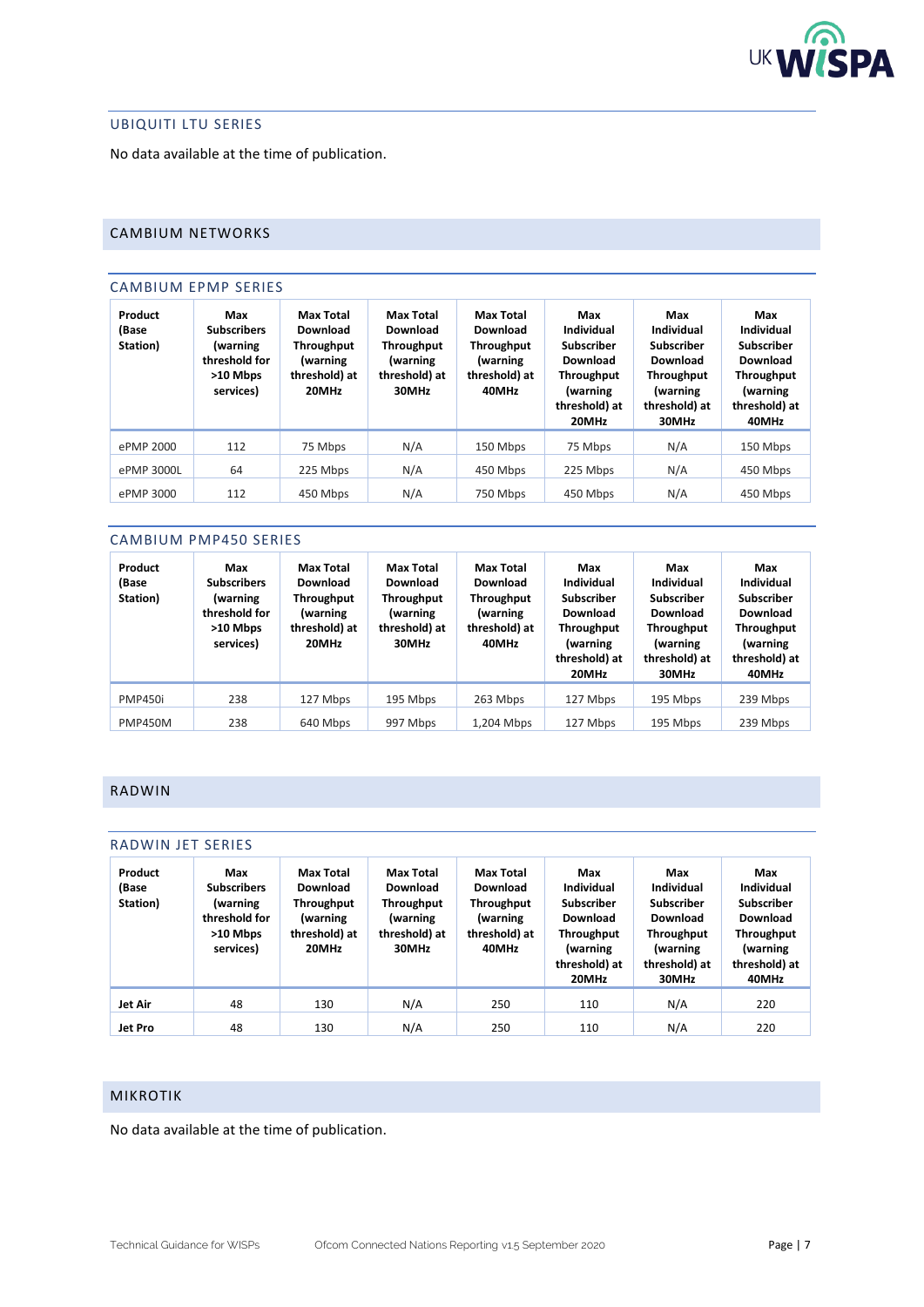### UBIQUITI LTU SERIES

No data available at the time of publication.

## CAMBIUM NETWORKS

### CAMBIUM EPMP SERIES

| Product (Base Station) | Max Subscribers (warning threshold for >10 Mbps services) | Max Total Download Throughput (warning threshold) at 20MHz | Max Total Download Throughput (warning threshold) at 30MHz | Max Total Download Throughput (warning threshold) at 40MHz | Max Individual Subscriber Download Throughput (warning threshold) at 20MHz | Max Individual Subscriber Download Throughput (warning threshold) at 30MHz | Max Individual Subscriber Download Throughput (warning threshold) at 40MHz |
|---|---|---|---|---|---|---|---|
| ePMP 2000 | 112 | 75 Mbps | N/A | 150 Mbps | 75 Mbps | N/A | 150 Mbps |
| ePMP 3000L | 64 | 225 Mbps | N/A | 450 Mbps | 225 Mbps | N/A | 450 Mbps |
| ePMP 3000 | 112 | 450 Mbps | N/A | 750 Mbps | 450 Mbps | N/A | 450 Mbps |

### CAMBIUM PMP450 SERIES

| Product (Base Station) | Max Subscribers (warning threshold for >10 Mbps services) | Max Total Download Throughput (warning threshold) at 20MHz | Max Total Download Throughput (warning threshold) at 30MHz | Max Total Download Throughput (warning threshold) at 40MHz | Max Individual Subscriber Download Throughput (warning threshold) at 20MHz | Max Individual Subscriber Download Throughput (warning threshold) at 30MHz | Max Individual Subscriber Download Throughput (warning threshold) at 40MHz |
|---|---|---|---|---|---|---|---|
| PMP450i | 238 | 127 Mbps | 195 Mbps | 263 Mbps | 127 Mbps | 195 Mbps | 239 Mbps |
| PMP450M | 238 | 640 Mbps | 997 Mbps | 1,204 Mbps | 127 Mbps | 195 Mbps | 239 Mbps |

## RADWIN

### RADWIN JET SERIES

| Product (Base Station) | Max Subscribers (warning threshold for >10 Mbps services) | Max Total Download Throughput (warning threshold) at 20MHz | Max Total Download Throughput (warning threshold) at 30MHz | Max Total Download Throughput (warning threshold) at 40MHz | Max Individual Subscriber Download Throughput (warning threshold) at 20MHz | Max Individual Subscriber Download Throughput (warning threshold) at 30MHz | Max Individual Subscriber Download Throughput (warning threshold) at 40MHz |
|---|---|---|---|---|---|---|---|
| **Jet Air** | 48 | 130 | N/A | 250 | 110 | N/A | 220 |
| **Jet Pro** | 48 | 130 | N/A | 250 | 110 | N/A | 220 |

## MIKROTIK

No data available at the time of publication.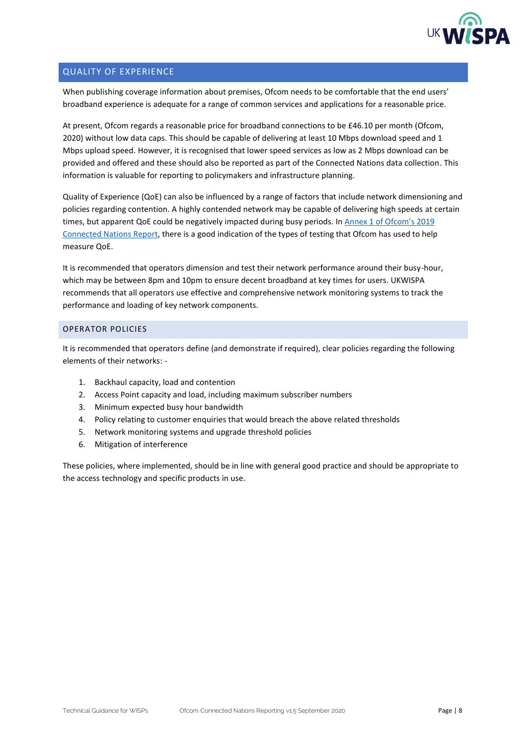## QUALITY OF EXPERIENCE

When publishing coverage information about premises, Ofcom needs to be comfortable that the end users' broadband experience is adequate for a range of common services and applications for a reasonable price.

At present, Ofcom regards a reasonable price for broadband connections to be £46.10 per month (Ofcom, 2020) without low data caps. This should be capable of delivering at least 10 Mbps download speed and 1 Mbps upload speed. However, it is recognised that lower speed services as low as 2 Mbps download can be provided and offered and these should also be reported as part of the Connected Nations data collection. This information is valuable for reporting to policymakers and infrastructure planning.

Quality of Experience (QoE) can also be influenced by a range of factors that include network dimensioning and policies regarding contention. A highly contended network may be capable of delivering high speeds at certain times, but apparent QoE could be negatively impacted during busy periods. In [Annex 1 of Ofcom's 2019 Connected Nations Report](), there is a good indication of the types of testing that Ofcom has used to help measure QoE.

It is recommended that operators dimension and test their network performance around their busy-hour, which may be between 8pm and 10pm to ensure decent broadband at key times for users. UKWISPA recommends that all operators use effective and comprehensive network monitoring systems to track the performance and loading of key network components.

### OPERATOR POLICIES

It is recommended that operators define (and demonstrate if required), clear policies regarding the following elements of their networks: -

1. Backhaul capacity, load and contention
2. Access Point capacity and load, including maximum subscriber numbers
3. Minimum expected busy hour bandwidth
4. Policy relating to customer enquiries that would breach the above related thresholds
5. Network monitoring systems and upgrade threshold policies
6. Mitigation of interference

These policies, where implemented, should be in line with general good practice and should be appropriate to the access technology and specific products in use.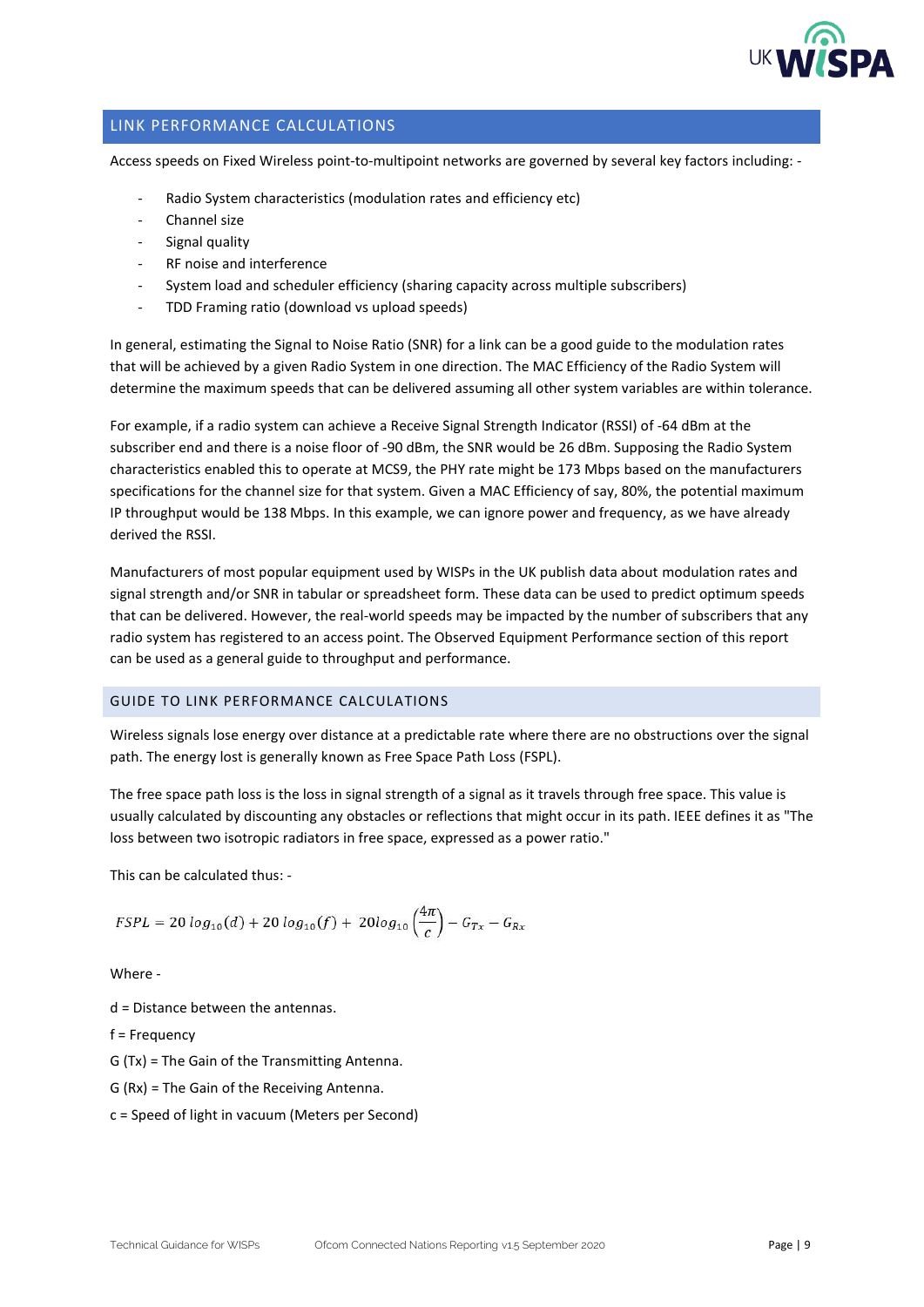## LINK PERFORMANCE CALCULATIONS

Access speeds on Fixed Wireless point-to-multipoint networks are governed by several key factors including: -

- Radio System characteristics (modulation rates and efficiency etc)
- Channel size
- Signal quality
- RF noise and interference
- System load and scheduler efficiency (sharing capacity across multiple subscribers)
- TDD Framing ratio (download vs upload speeds)

In general, estimating the Signal to Noise Ratio (SNR) for a link can be a good guide to the modulation rates that will be achieved by a given Radio System in one direction. The MAC Efficiency of the Radio System will determine the maximum speeds that can be delivered assuming all other system variables are within tolerance.

For example, if a radio system can achieve a Receive Signal Strength Indicator (RSSI) of -64 dBm at the subscriber end and there is a noise floor of -90 dBm, the SNR would be 26 dBm. Supposing the Radio System characteristics enabled this to operate at MCS9, the PHY rate might be 173 Mbps based on the manufacturers specifications for the channel size for that system. Given a MAC Efficiency of say, 80%, the potential maximum IP throughput would be 138 Mbps. In this example, we can ignore power and frequency, as we have already derived the RSSI.

Manufacturers of most popular equipment used by WISPs in the UK publish data about modulation rates and signal strength and/or SNR in tabular or spreadsheet form. These data can be used to predict optimum speeds that can be delivered. However, the real-world speeds may be impacted by the number of subscribers that any radio system has registered to an access point. The Observed Equipment Performance section of this report can be used as a general guide to throughput and performance.

### GUIDE TO LINK PERFORMANCE CALCULATIONS

Wireless signals lose energy over distance at a predictable rate where there are no obstructions over the signal path. The energy lost is generally known as Free Space Path Loss (FSPL).

The free space path loss is the loss in signal strength of a signal as it travels through free space. This value is usually calculated by discounting any obstacles or reflections that might occur in its path. IEEE defines it as "The loss between two isotropic radiators in free space, expressed as a power ratio."

This can be calculated thus: -

$$FSPL = 20\,log_{10}(d) + 20\,log_{10}(f) + 20log_{10}\left(\frac{4\pi}{c}\right) - G_{Tx} - G_{Rx}$$

Where -

d = Distance between the antennas.

f = Frequency

G (Tx) = The Gain of the Transmitting Antenna.

G (Rx) = The Gain of the Receiving Antenna.

c = Speed of light in vacuum (Meters per Second)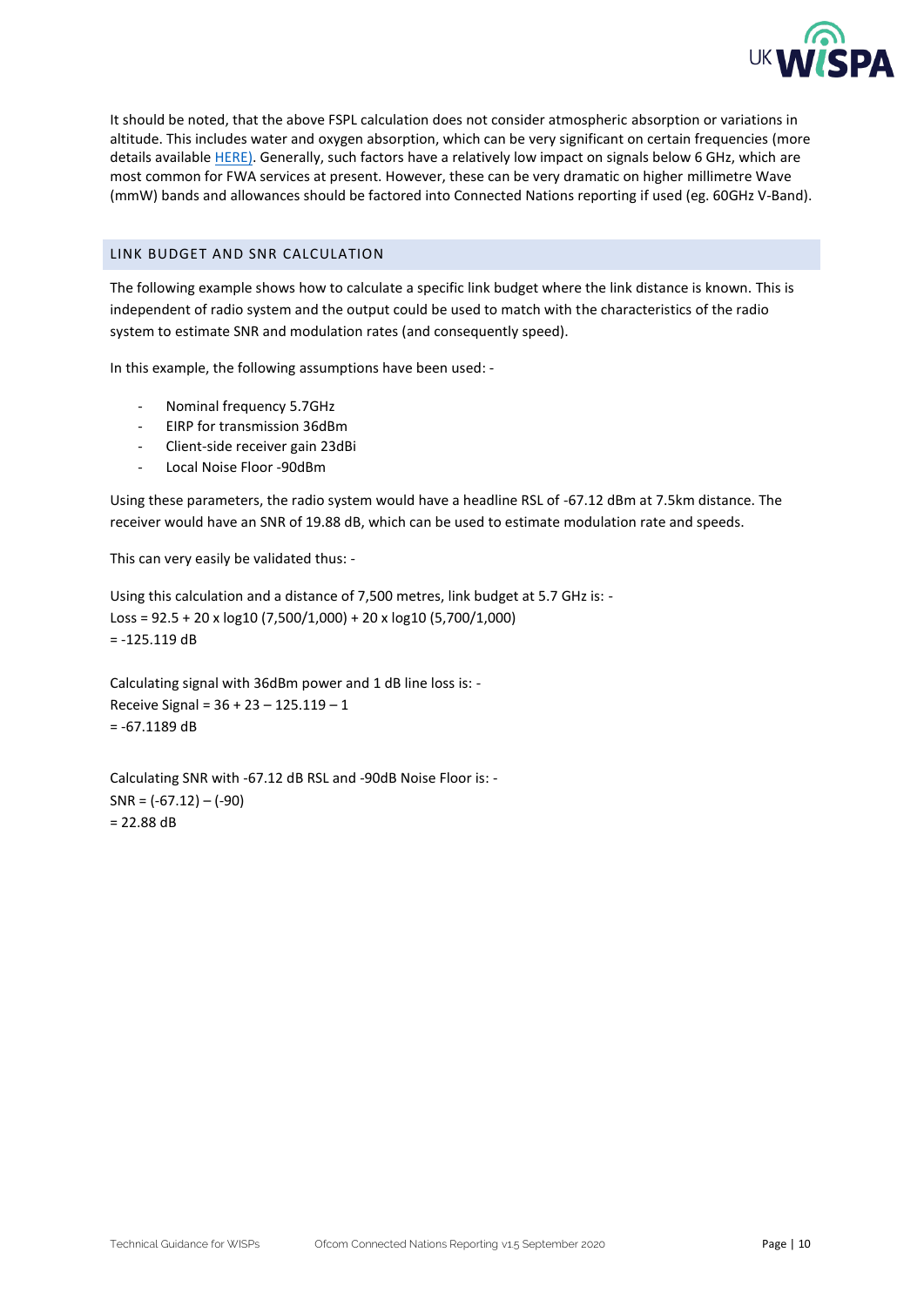It should be noted, that the above FSPL calculation does not consider atmospheric absorption or variations in altitude. This includes water and oxygen absorption, which can be very significant on certain frequencies (more details available HERE). Generally, such factors have a relatively low impact on signals below 6 GHz, which are most common for FWA services at present. However, these can be very dramatic on higher millimetre Wave (mmW) bands and allowances should be factored into Connected Nations reporting if used (eg. 60GHz V-Band).

## LINK BUDGET AND SNR CALCULATION

The following example shows how to calculate a specific link budget where the link distance is known. This is independent of radio system and the output could be used to match with the characteristics of the radio system to estimate SNR and modulation rates (and consequently speed).

In this example, the following assumptions have been used: -

- Nominal frequency 5.7GHz
- EIRP for transmission 36dBm
- Client-side receiver gain 23dBi
- Local Noise Floor -90dBm

Using these parameters, the radio system would have a headline RSL of -67.12 dBm at 7.5km distance. The receiver would have an SNR of 19.88 dB, which can be used to estimate modulation rate and speeds.

This can very easily be validated thus: -

Using this calculation and a distance of 7,500 metres, link budget at 5.7 GHz is: -
Loss = $92.5 + 20 \times \log10 (7{,}500/1{,}000) + 20 \times \log10 (5{,}700/1{,}000)$
= -125.119 dB

Calculating signal with 36dBm power and 1 dB line loss is: -
Receive Signal = $36 + 23 – 125.119 – 1$
= -67.1189 dB

Calculating SNR with -67.12 dB RSL and -90dB Noise Floor is: -
SNR = $(-67.12) – (-90)$
= 22.88 dB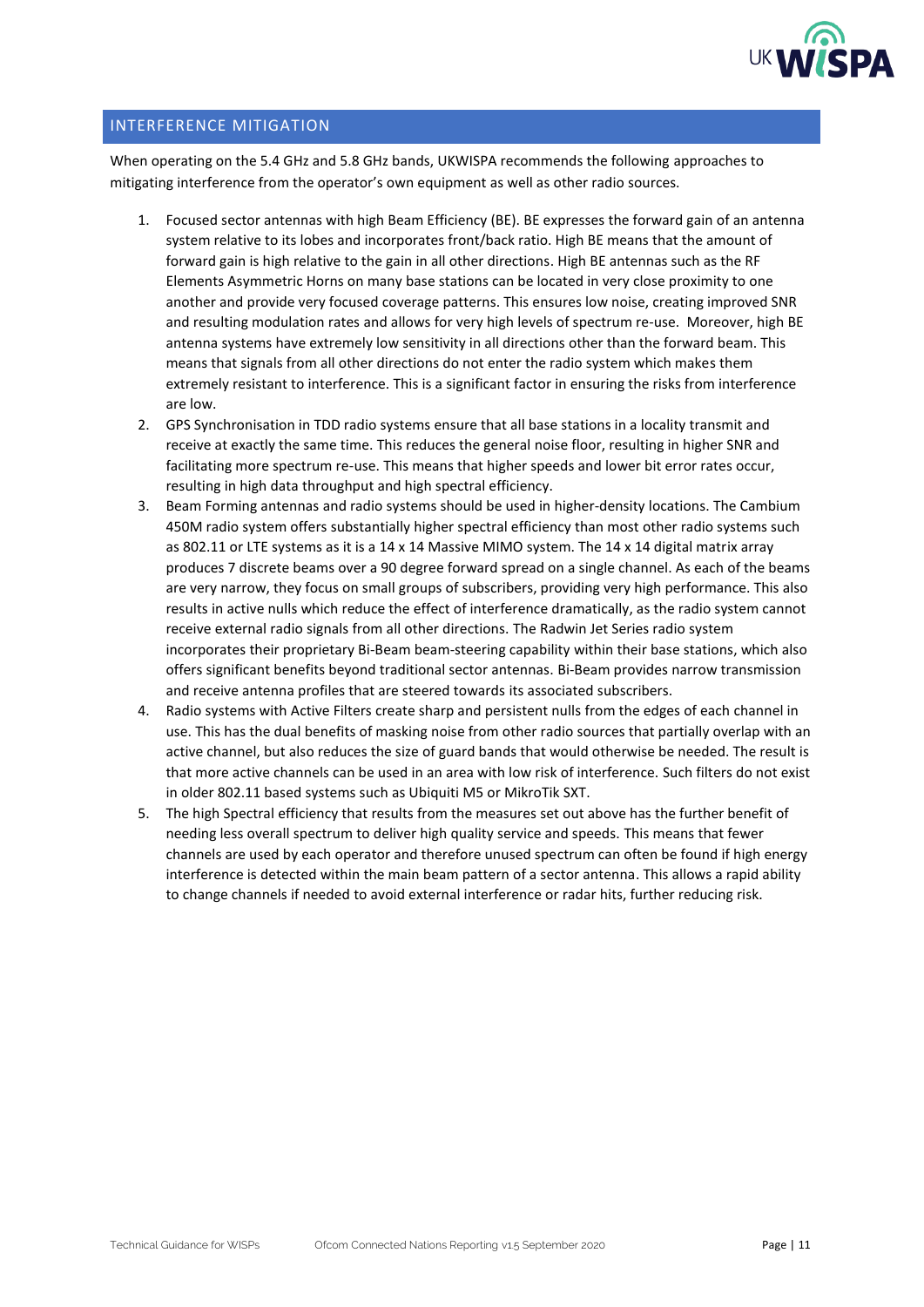## INTERFERENCE MITIGATION

When operating on the 5.4 GHz and 5.8 GHz bands, UKWISPA recommends the following approaches to mitigating interference from the operator's own equipment as well as other radio sources.

1. Focused sector antennas with high Beam Efficiency (BE). BE expresses the forward gain of an antenna system relative to its lobes and incorporates front/back ratio. High BE means that the amount of forward gain is high relative to the gain in all other directions. High BE antennas such as the RF Elements Asymmetric Horns on many base stations can be located in very close proximity to one another and provide very focused coverage patterns. This ensures low noise, creating improved SNR and resulting modulation rates and allows for very high levels of spectrum re-use. Moreover, high BE antenna systems have extremely low sensitivity in all directions other than the forward beam. This means that signals from all other directions do not enter the radio system which makes them extremely resistant to interference. This is a significant factor in ensuring the risks from interference are low.
2. GPS Synchronisation in TDD radio systems ensure that all base stations in a locality transmit and receive at exactly the same time. This reduces the general noise floor, resulting in higher SNR and facilitating more spectrum re-use. This means that higher speeds and lower bit error rates occur, resulting in high data throughput and high spectral efficiency.
3. Beam Forming antennas and radio systems should be used in higher-density locations. The Cambium 450M radio system offers substantially higher spectral efficiency than most other radio systems such as 802.11 or LTE systems as it is a 14 x 14 Massive MIMO system. The 14 x 14 digital matrix array produces 7 discrete beams over a 90 degree forward spread on a single channel. As each of the beams are very narrow, they focus on small groups of subscribers, providing very high performance. This also results in active nulls which reduce the effect of interference dramatically, as the radio system cannot receive external radio signals from all other directions. The Radwin Jet Series radio system incorporates their proprietary Bi-Beam beam-steering capability within their base stations, which also offers significant benefits beyond traditional sector antennas. Bi-Beam provides narrow transmission and receive antenna profiles that are steered towards its associated subscribers.
4. Radio systems with Active Filters create sharp and persistent nulls from the edges of each channel in use. This has the dual benefits of masking noise from other radio sources that partially overlap with an active channel, but also reduces the size of guard bands that would otherwise be needed. The result is that more active channels can be used in an area with low risk of interference. Such filters do not exist in older 802.11 based systems such as Ubiquiti M5 or MikroTik SXT.
5. The high Spectral efficiency that results from the measures set out above has the further benefit of needing less overall spectrum to deliver high quality service and speeds. This means that fewer channels are used by each operator and therefore unused spectrum can often be found if high energy interference is detected within the main beam pattern of a sector antenna. This allows a rapid ability to change channels if needed to avoid external interference or radar hits, further reducing risk.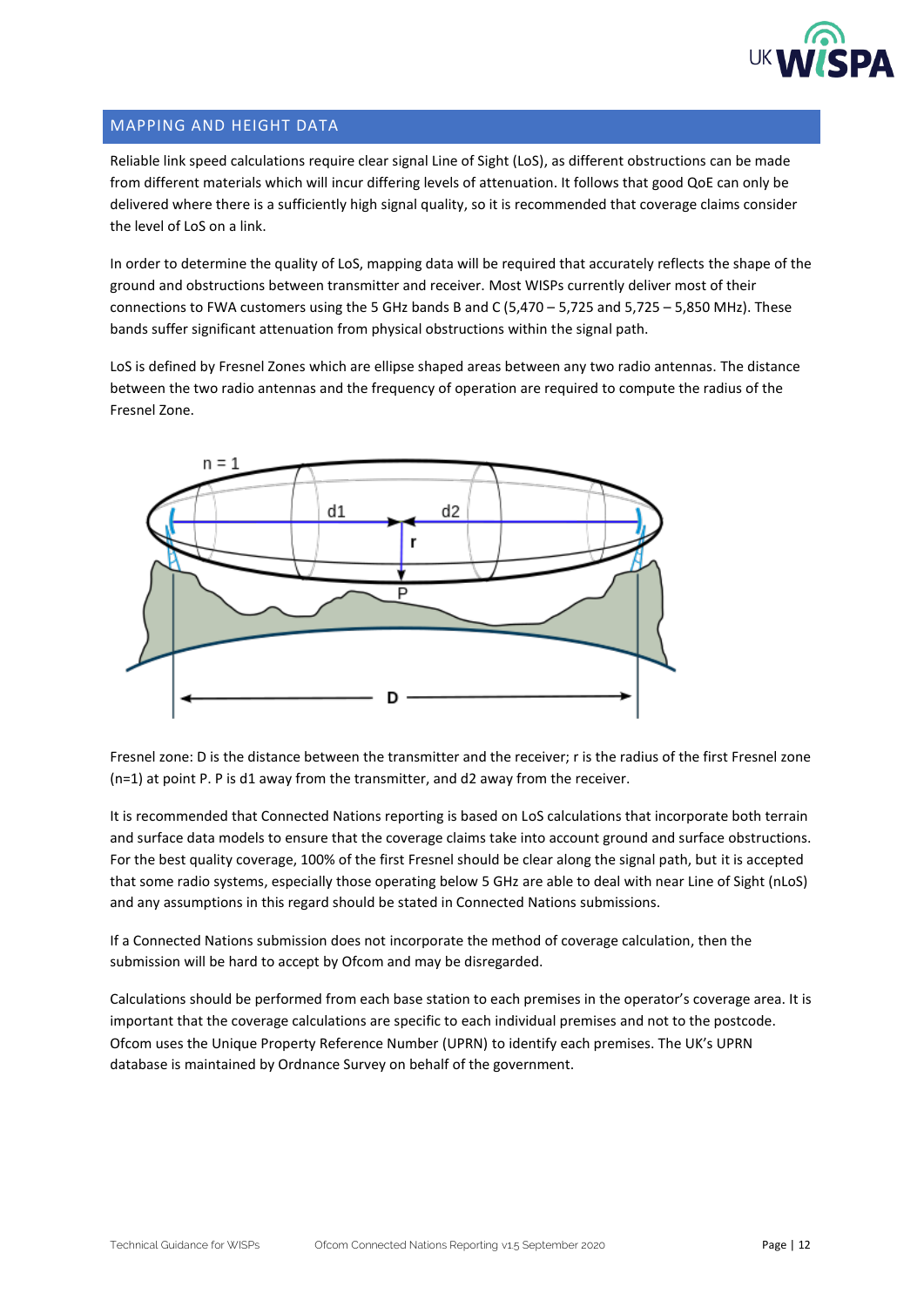## MAPPING AND HEIGHT DATA

Reliable link speed calculations require clear signal Line of Sight (LoS), as different obstructions can be made from different materials which will incur differing levels of attenuation. It follows that good QoE can only be delivered where there is a sufficiently high signal quality, so it is recommended that coverage claims consider the level of LoS on a link.

In order to determine the quality of LoS, mapping data will be required that accurately reflects the shape of the ground and obstructions between transmitter and receiver. Most WISPs currently deliver most of their connections to FWA customers using the 5 GHz bands B and C (5,470 – 5,725 and 5,725 – 5,850 MHz). These bands suffer significant attenuation from physical obstructions within the signal path.

LoS is defined by Fresnel Zones which are ellipse shaped areas between any two radio antennas. The distance between the two radio antennas and the frequency of operation are required to compute the radius of the Fresnel Zone.

Fresnel zone: D is the distance between the transmitter and the receiver; r is the radius of the first Fresnel zone (n=1) at point P. P is d1 away from the transmitter, and d2 away from the receiver.

It is recommended that Connected Nations reporting is based on LoS calculations that incorporate both terrain and surface data models to ensure that the coverage claims take into account ground and surface obstructions. For the best quality coverage, 100% of the first Fresnel should be clear along the signal path, but it is accepted that some radio systems, especially those operating below 5 GHz are able to deal with near Line of Sight (nLoS) and any assumptions in this regard should be stated in Connected Nations submissions.

If a Connected Nations submission does not incorporate the method of coverage calculation, then the submission will be hard to accept by Ofcom and may be disregarded.

Calculations should be performed from each base station to each premises in the operator's coverage area. It is important that the coverage calculations are specific to each individual premises and not to the postcode. Ofcom uses the Unique Property Reference Number (UPRN) to identify each premises. The UK's UPRN database is maintained by Ordnance Survey on behalf of the government.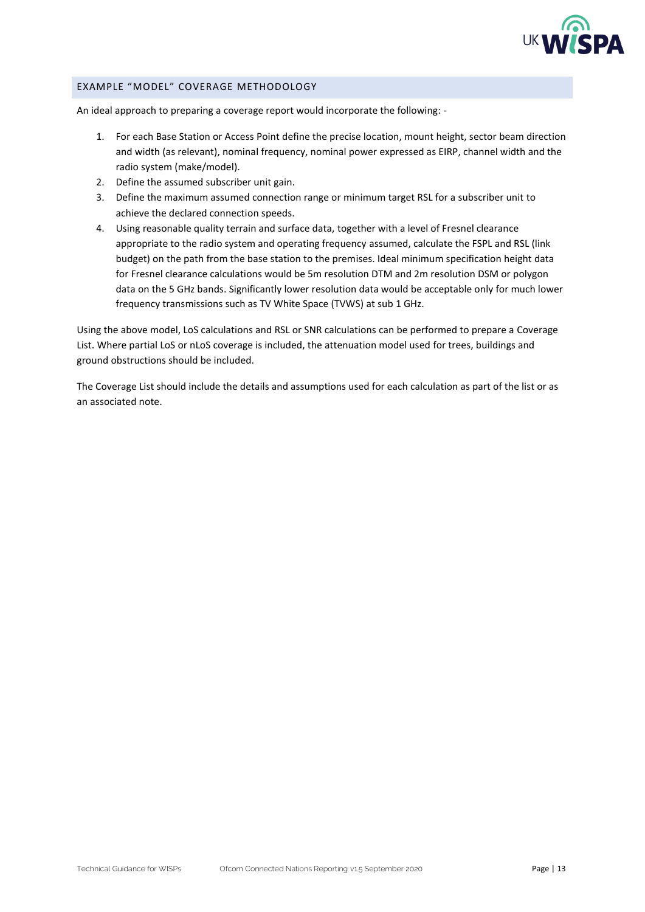## EXAMPLE "MODEL" COVERAGE METHODOLOGY

An ideal approach to preparing a coverage report would incorporate the following: -

1. For each Base Station or Access Point define the precise location, mount height, sector beam direction and width (as relevant), nominal frequency, nominal power expressed as EIRP, channel width and the radio system (make/model).
2. Define the assumed subscriber unit gain.
3. Define the maximum assumed connection range or minimum target RSL for a subscriber unit to achieve the declared connection speeds.
4. Using reasonable quality terrain and surface data, together with a level of Fresnel clearance appropriate to the radio system and operating frequency assumed, calculate the FSPL and RSL (link budget) on the path from the base station to the premises. Ideal minimum specification height data for Fresnel clearance calculations would be 5m resolution DTM and 2m resolution DSM or polygon data on the 5 GHz bands. Significantly lower resolution data would be acceptable only for much lower frequency transmissions such as TV White Space (TVWS) at sub 1 GHz.

Using the above model, LoS calculations and RSL or SNR calculations can be performed to prepare a Coverage List. Where partial LoS or nLoS coverage is included, the attenuation model used for trees, buildings and ground obstructions should be included.

The Coverage List should include the details and assumptions used for each calculation as part of the list or as an associated note.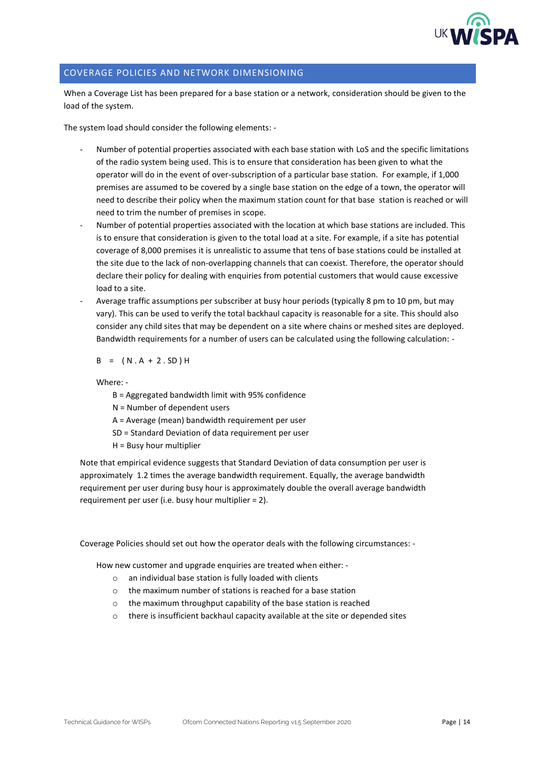## COVERAGE POLICIES AND NETWORK DIMENSIONING

When a Coverage List has been prepared for a base station or a network, consideration should be given to the load of the system.

The system load should consider the following elements: -

- Number of potential properties associated with each base station with LoS and the specific limitations of the radio system being used. This is to ensure that consideration has been given to what the operator will do in the event of over-subscription of a particular base station. For example, if 1,000 premises are assumed to be covered by a single base station on the edge of a town, the operator will need to describe their policy when the maximum station count for that base station is reached or will need to trim the number of premises in scope.
- Number of potential properties associated with the location at which base stations are included. This is to ensure that consideration is given to the total load at a site. For example, if a site has potential coverage of 8,000 premises it is unrealistic to assume that tens of base stations could be installed at the site due to the lack of non-overlapping channels that can coexist. Therefore, the operator should declare their policy for dealing with enquiries from potential customers that would cause excessive load to a site.
- Average traffic assumptions per subscriber at busy hour periods (typically 8 pm to 10 pm, but may vary). This can be used to verify the total backhaul capacity is reasonable for a site. This should also consider any child sites that may be dependent on a site where chains or meshed sites are deployed. Bandwidth requirements for a number of users can be calculated using the following calculation: -

  $$B = (N \cdot A + 2 \cdot SD)\,H$$

  Where: -

  B = Aggregated bandwidth limit with 95% confidence
  N = Number of dependent users
  A = Average (mean) bandwidth requirement per user
  SD = Standard Deviation of data requirement per user
  H = Busy hour multiplier

Note that empirical evidence suggests that Standard Deviation of data consumption per user is approximately 1.2 times the average bandwidth requirement. Equally, the average bandwidth requirement per user during busy hour is approximately double the overall average bandwidth requirement per user (i.e. busy hour multiplier = 2).

Coverage Policies should set out how the operator deals with the following circumstances: -

How new customer and upgrade enquiries are treated when either: -

- an individual base station is fully loaded with clients
- the maximum number of stations is reached for a base station
- the maximum throughput capability of the base station is reached
- there is insufficient backhaul capacity available at the site or depended sites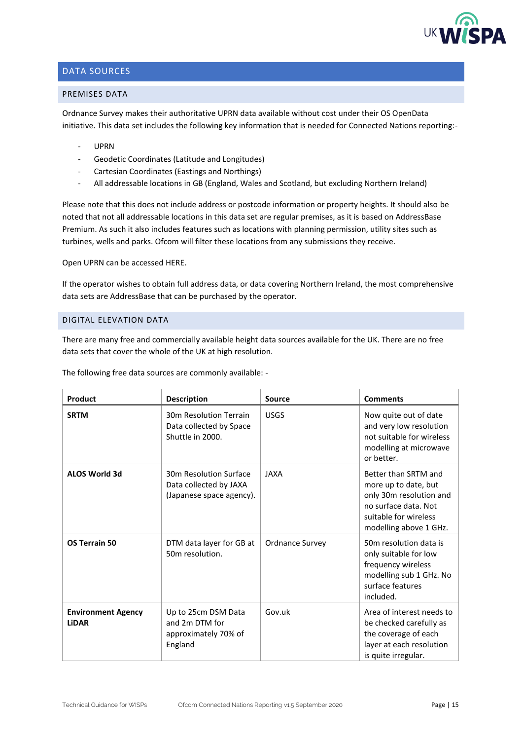## DATA SOURCES

### PREMISES DATA

Ordnance Survey makes their authoritative UPRN data available without cost under their OS OpenData initiative. This data set includes the following key information that is needed for Connected Nations reporting:-

- UPRN
- Geodetic Coordinates (Latitude and Longitudes)
- Cartesian Coordinates (Eastings and Northings)
- All addressable locations in GB (England, Wales and Scotland, but excluding Northern Ireland)

Please note that this does not include address or postcode information or property heights. It should also be noted that not all addressable locations in this data set are regular premises, as it is based on AddressBase Premium. As such it also includes features such as locations with planning permission, utility sites such as turbines, wells and parks. Ofcom will filter these locations from any submissions they receive.

Open UPRN can be accessed HERE.

If the operator wishes to obtain full address data, or data covering Northern Ireland, the most comprehensive data sets are AddressBase that can be purchased by the operator.

### DIGITAL ELEVATION DATA

There are many free and commercially available height data sources available for the UK. There are no free data sets that cover the whole of the UK at high resolution.

The following free data sources are commonly available: -

| Product | Description | Source | Comments |
|---|---|---|---|
| **SRTM** | 30m Resolution Terrain Data collected by Space Shuttle in 2000. | USGS | Now quite out of date and very low resolution not suitable for wireless modelling at microwave or better. |
| **ALOS World 3d** | 30m Resolution Surface Data collected by JAXA (Japanese space agency). | JAXA | Better than SRTM and more up to date, but only 30m resolution and no surface data. Not suitable for wireless modelling above 1 GHz. |
| **OS Terrain 50** | DTM data layer for GB at 50m resolution. | Ordnance Survey | 50m resolution data is only suitable for low frequency wireless modelling sub 1 GHz. No surface features included. |
| **Environment Agency LiDAR** | Up to 25cm DSM Data and 2m DTM for approximately 70% of England | Gov.uk | Area of interest needs to be checked carefully as the coverage of each layer at each resolution is quite irregular. |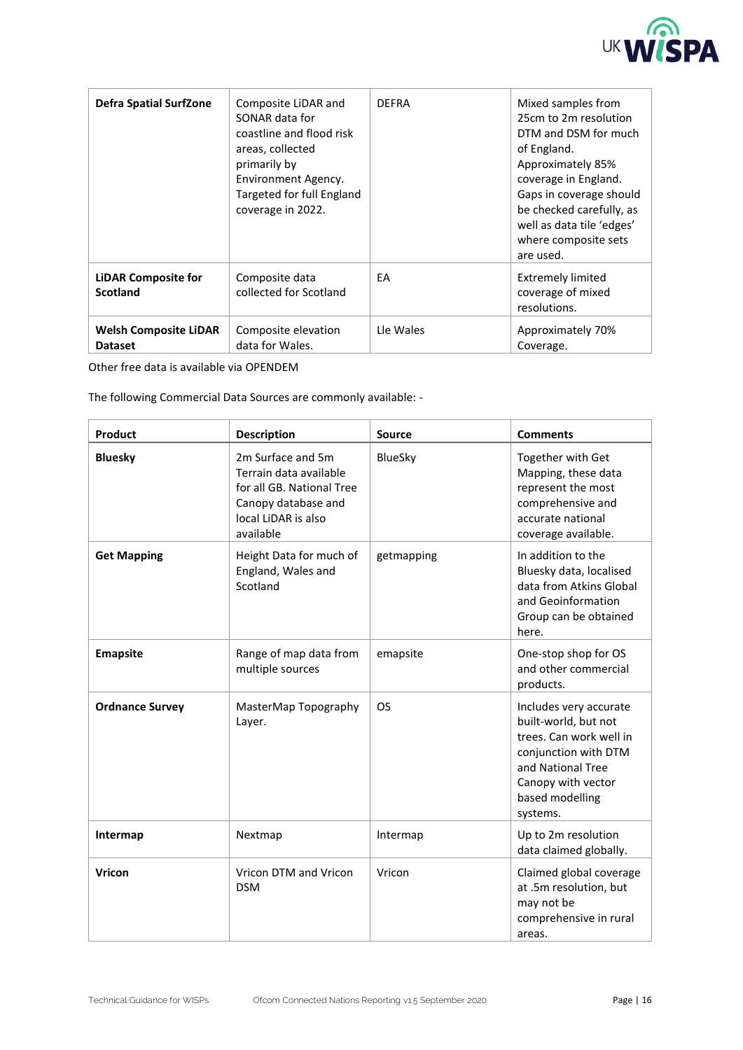| | | | |
|---|---|---|---|
| **Defra Spatial SurfZone** | Composite LiDAR and SONAR data for coastline and flood risk areas, collected primarily by Environment Agency. Targeted for full England coverage in 2022. | DEFRA | Mixed samples from 25cm to 2m resolution DTM and DSM for much of England. Approximately 85% coverage in England. Gaps in coverage should be checked carefully, as well as data tile 'edges' where composite sets are used. |
| **LiDAR Composite for Scotland** | Composite data collected for Scotland | EA | Extremely limited coverage of mixed resolutions. |
| **Welsh Composite LiDAR Dataset** | Composite elevation data for Wales. | Lle Wales | Approximately 70% Coverage. |

Other free data is available via OPENDEM

The following Commercial Data Sources are commonly available: -

| Product | Description | Source | Comments |
|---|---|---|---|
| **Bluesky** | 2m Surface and 5m Terrain data available for all GB. National Tree Canopy database and local LiDAR is also available | BlueSky | Together with Get Mapping, these data represent the most comprehensive and accurate national coverage available. |
| **Get Mapping** | Height Data for much of England, Wales and Scotland | getmapping | In addition to the Bluesky data, localised data from Atkins Global and Geoinformation Group can be obtained here. |
| **Emapsite** | Range of map data from multiple sources | emapsite | One-stop shop for OS and other commercial products. |
| **Ordnance Survey** | MasterMap Topography Layer. | OS | Includes very accurate built-world, but not trees. Can work well in conjunction with DTM and National Tree Canopy with vector based modelling systems. |
| **Intermap** | Nextmap | Intermap | Up to 2m resolution data claimed globally. |
| **Vricon** | Vricon DTM and Vricon DSM | Vricon | Claimed global coverage at .5m resolution, but may not be comprehensive in rural areas. |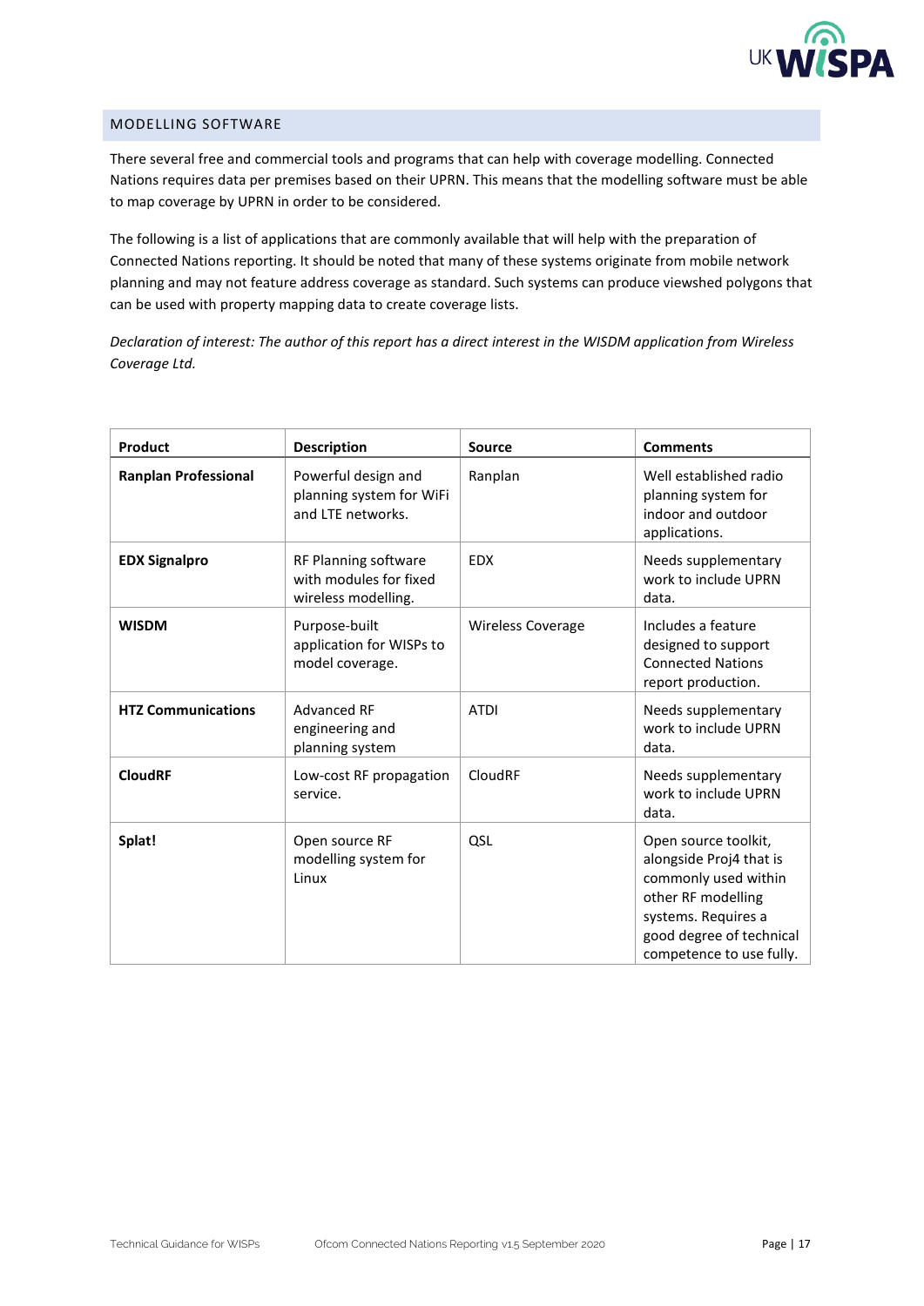## MODELLING SOFTWARE

There several free and commercial tools and programs that can help with coverage modelling. Connected Nations requires data per premises based on their UPRN. This means that the modelling software must be able to map coverage by UPRN in order to be considered.

The following is a list of applications that are commonly available that will help with the preparation of Connected Nations reporting. It should be noted that many of these systems originate from mobile network planning and may not feature address coverage as standard. Such systems can produce viewshed polygons that can be used with property mapping data to create coverage lists.

*Declaration of interest: The author of this report has a direct interest in the WISDM application from Wireless Coverage Ltd.*

| Product | Description | Source | Comments |
|---|---|---|---|
| **Ranplan Professional** | Powerful design and planning system for WiFi and LTE networks. | Ranplan | Well established radio planning system for indoor and outdoor applications. |
| **EDX Signalpro** | RF Planning software with modules for fixed wireless modelling. | EDX | Needs supplementary work to include UPRN data. |
| **WISDM** | Purpose-built application for WISPs to model coverage. | Wireless Coverage | Includes a feature designed to support Connected Nations report production. |
| **HTZ Communications** | Advanced RF engineering and planning system | ATDI | Needs supplementary work to include UPRN data. |
| **CloudRF** | Low-cost RF propagation service. | CloudRF | Needs supplementary work to include UPRN data. |
| **Splat!** | Open source RF modelling system for Linux | QSL | Open source toolkit, alongside Proj4 that is commonly used within other RF modelling systems. Requires a good degree of technical competence to use fully. |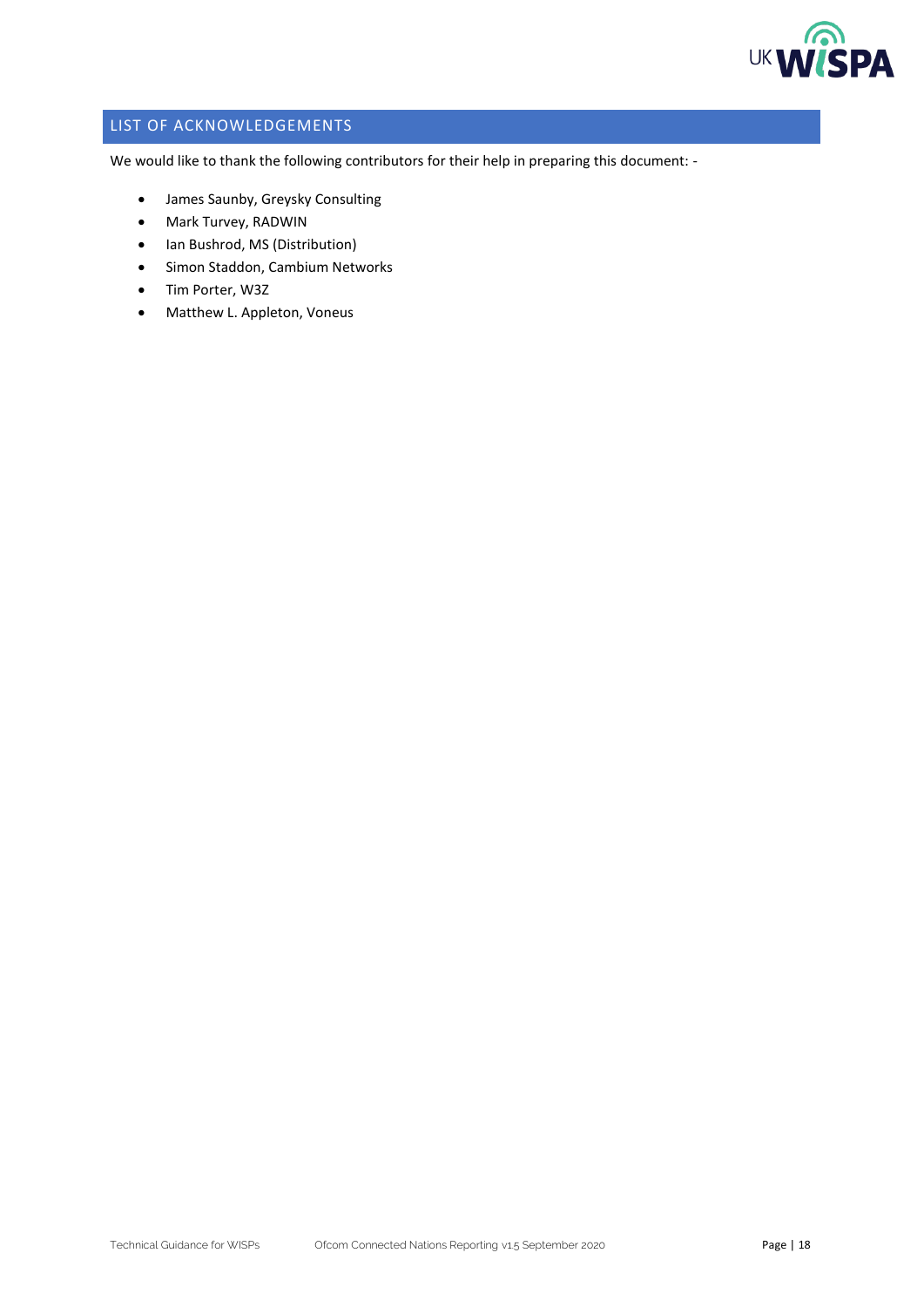## LIST OF ACKNOWLEDGEMENTS

We would like to thank the following contributors for their help in preparing this document: -

- James Saunby, Greysky Consulting
- Mark Turvey, RADWIN
- Ian Bushrod, MS (Distribution)
- Simon Staddon, Cambium Networks
- Tim Porter, W3Z
- Matthew L. Appleton, Voneus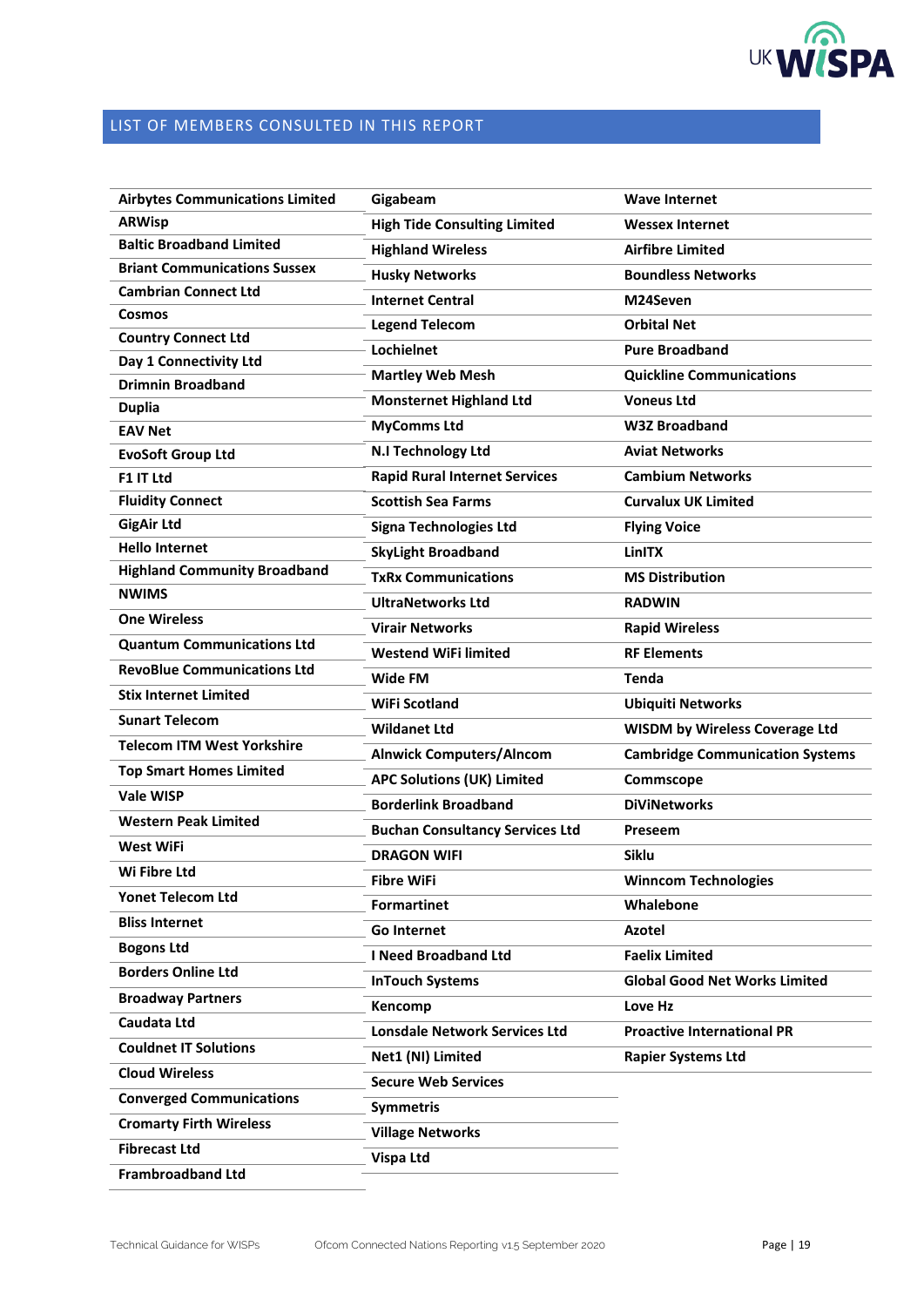## LIST OF MEMBERS CONSULTED IN THIS REPORT

| | | |
|---|---|---|
| **Airbytes Communications Limited** | **Gigabeam** | **Wave Internet** |
| **ARWisp** | **High Tide Consulting Limited** | **Wessex Internet** |
| **Baltic Broadband Limited** | **Highland Wireless** | **Airfibre Limited** |
| **Briant Communications Sussex** | **Husky Networks** | **Boundless Networks** |
| **Cambrian Connect Ltd** | **Internet Central** | **M24Seven** |
| **Cosmos** | **Legend Telecom** | **Orbital Net** |
| **Country Connect Ltd** | **Lochielnet** | **Pure Broadband** |
| **Day 1 Connectivity Ltd** | **Martley Web Mesh** | **Quickline Communications** |
| **Drimnin Broadband** | **Monsternet Highland Ltd** | **Voneus Ltd** |
| **Duplia** | **MyComms Ltd** | **W3Z Broadband** |
| **EAV Net** | **N.I Technology Ltd** | **Aviat Networks** |
| **EvoSoft Group Ltd** | **Rapid Rural Internet Services** | **Cambium Networks** |
| **F1 IT Ltd** | **Scottish Sea Farms** | **Curvalux UK Limited** |
| **Fluidity Connect** | **Signa Technologies Ltd** | **Flying Voice** |
| **GigAir Ltd** | **SkyLight Broadband** | **LinITX** |
| **Hello Internet** | **TxRx Communications** | **MS Distribution** |
| **Highland Community Broadband** | **UltraNetworks Ltd** | **RADWIN** |
| **NWIMS** | **Virair Networks** | **Rapid Wireless** |
| **One Wireless** | **Westend WiFi limited** | **RF Elements** |
| **Quantum Communications Ltd** | **Wide FM** | **Tenda** |
| **RevoBlue Communications Ltd** | **WiFi Scotland** | **Ubiquiti Networks** |
| **Stix Internet Limited** | **Wildanet Ltd** | **WISDM by Wireless Coverage Ltd** |
| **Sunart Telecom** | **Alnwick Computers/Alncom** | **Cambridge Communication Systems** |
| **Telecom ITM West Yorkshire** | **APC Solutions (UK) Limited** | **Commscope** |
| **Top Smart Homes Limited** | **Borderlink Broadband** | **DiViNetworks** |
| **Vale WISP** | **Buchan Consultancy Services Ltd** | **Preseem** |
| **Western Peak Limited** | **DRAGON WIFI** | **Siklu** |
| **West WiFi** | **Fibre WiFi** | **Winncom Technologies** |
| **Wi Fibre Ltd** | **Formartinet** | **Whalebone** |
| **Yonet Telecom Ltd** | **Go Internet** | **Azotel** |
| **Bliss Internet** | **I Need Broadband Ltd** | **Faelix Limited** |
| **Bogons Ltd** | **InTouch Systems** | **Global Good Net Works Limited** |
| **Borders Online Ltd** | **Kencomp** | **Love Hz** |
| **Broadway Partners** | **Lonsdale Network Services Ltd** | **Proactive International PR** |
| **Caudata Ltd** | **Net1 (NI) Limited** | **Rapier Systems Ltd** |
| **Couldnet IT Solutions** | **Secure Web Services** | |
| **Cloud Wireless** | **Symmetris** | |
| **Converged Communications** | **Village Networks** | |
| **Cromarty Firth Wireless** | **Vispa Ltd** | |
| **Fibrecast Ltd** | | |
| **Frambroadband Ltd** | | |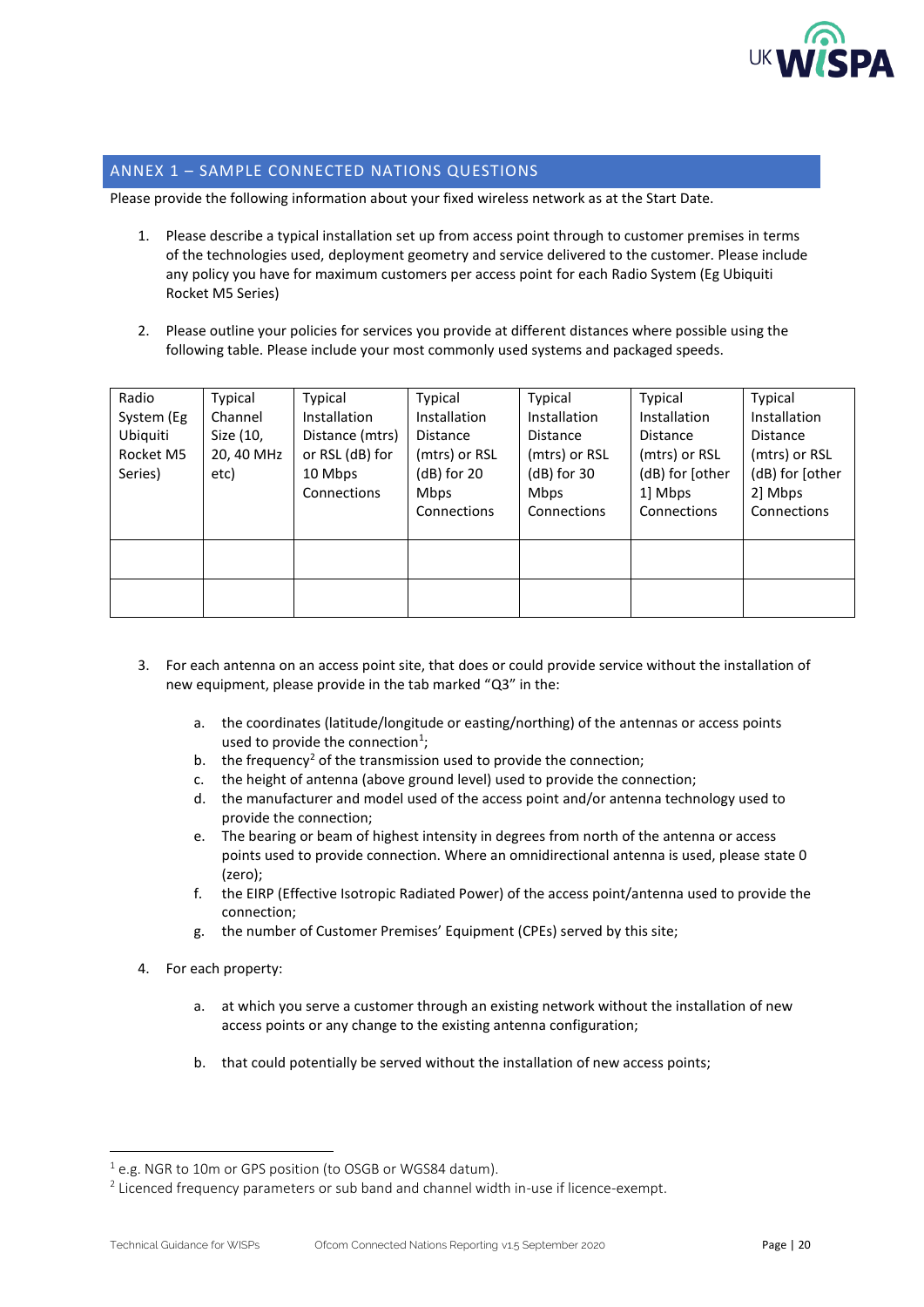## ANNEX 1 – SAMPLE CONNECTED NATIONS QUESTIONS

Please provide the following information about your fixed wireless network as at the Start Date.

1. Please describe a typical installation set up from access point through to customer premises in terms of the technologies used, deployment geometry and service delivered to the customer. Please include any policy you have for maximum customers per access point for each Radio System (Eg Ubiquiti Rocket M5 Series)

2. Please outline your policies for services you provide at different distances where possible using the following table. Please include your most commonly used systems and packaged speeds.

| Radio System (Eg Ubiquiti Rocket M5 Series) | Typical Channel Size (10, 20, 40 MHz etc) | Typical Installation Distance (mtrs) or RSL (dB) for 10 Mbps Connections | Typical Installation Distance (mtrs) or RSL (dB) for 20 Mbps Connections | Typical Installation Distance (mtrs) or RSL (dB) for 30 Mbps Connections | Typical Installation Distance (mtrs) or RSL (dB) for [other 1] Mbps Connections | Typical Installation Distance (mtrs) or RSL (dB) for [other 2] Mbps Connections |
|---|---|---|---|---|---|---|
| | | | | | | |
| | | | | | | |

3. For each antenna on an access point site, that does or could provide service without the installation of new equipment, please provide in the tab marked "Q3" in the:

   a. the coordinates (latitude/longitude or easting/northing) of the antennas or access points used to provide the connection[1];
   b. the frequency[2] of the transmission used to provide the connection;
   c. the height of antenna (above ground level) used to provide the connection;
   d. the manufacturer and model used of the access point and/or antenna technology used to provide the connection;
   e. The bearing or beam of highest intensity in degrees from north of the antenna or access points used to provide connection. Where an omnidirectional antenna is used, please state 0 (zero);
   f. the EIRP (Effective Isotropic Radiated Power) of the access point/antenna used to provide the connection;
   g. the number of Customer Premises' Equipment (CPEs) served by this site;

4. For each property:

   a. at which you serve a customer through an existing network without the installation of new access points or any change to the existing antenna configuration;

   b. that could potentially be served without the installation of new access points;

---

[1] e.g. NGR to 10m or GPS position (to OSGB or WGS84 datum).

[2] Licenced frequency parameters or sub band and channel width in-use if licence-exempt.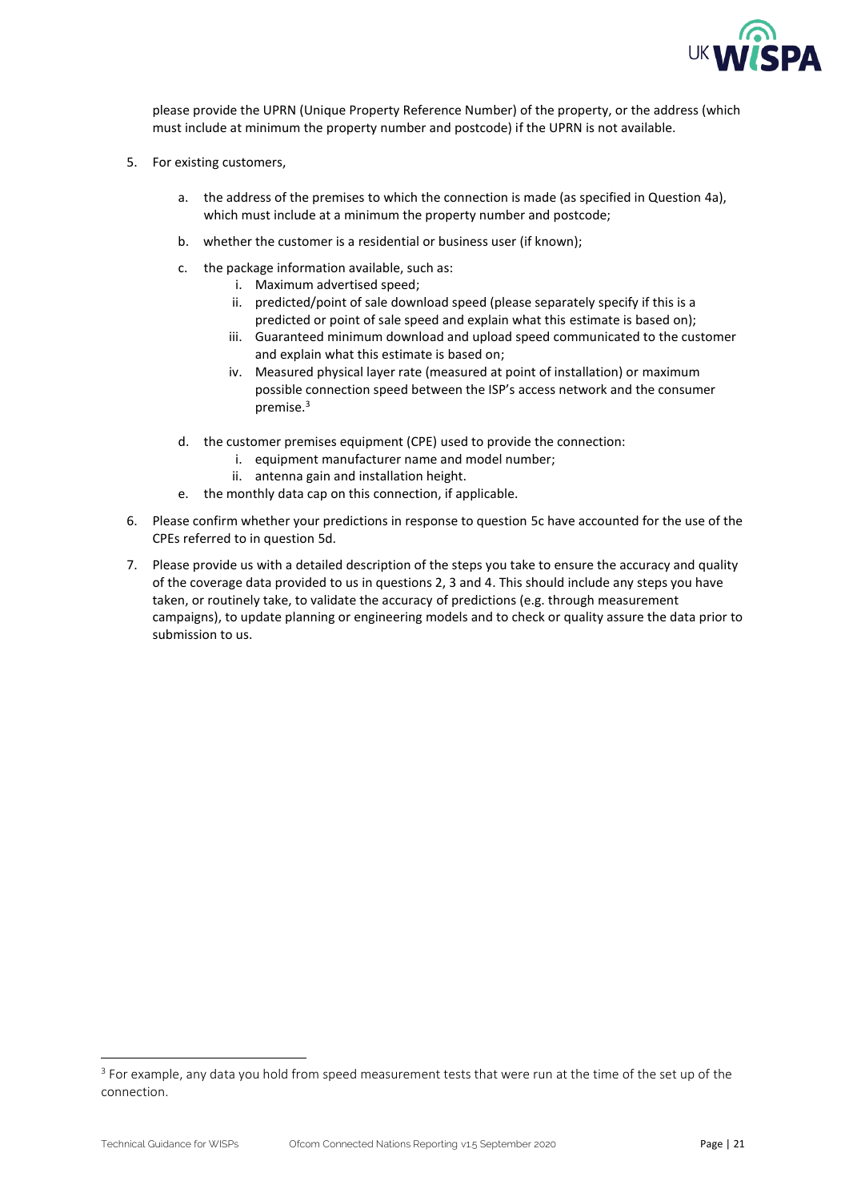please provide the UPRN (Unique Property Reference Number) of the property, or the address (which must include at minimum the property number and postcode) if the UPRN is not available.

5. For existing customers,

    a. the address of the premises to which the connection is made (as specified in Question 4a), which must include at a minimum the property number and postcode;

    b. whether the customer is a residential or business user (if known);

    c. the package information available, such as:
        i. Maximum advertised speed;
        ii. predicted/point of sale download speed (please separately specify if this is a predicted or point of sale speed and explain what this estimate is based on);
        iii. Guaranteed minimum download and upload speed communicated to the customer and explain what this estimate is based on;
        iv. Measured physical layer rate (measured at point of installation) or maximum possible connection speed between the ISP's access network and the consumer premise.[3]

    d. the customer premises equipment (CPE) used to provide the connection:
        i. equipment manufacturer name and model number;
        ii. antenna gain and installation height.

    e. the monthly data cap on this connection, if applicable.

6. Please confirm whether your predictions in response to question 5c have accounted for the use of the CPEs referred to in question 5d.

7. Please provide us with a detailed description of the steps you take to ensure the accuracy and quality of the coverage data provided to us in questions 2, 3 and 4. This should include any steps you have taken, or routinely take, to validate the accuracy of predictions (e.g. through measurement campaigns), to update planning or engineering models and to check or quality assure the data prior to submission to us.

[3] For example, any data you hold from speed measurement tests that were run at the time of the set up of the connection.